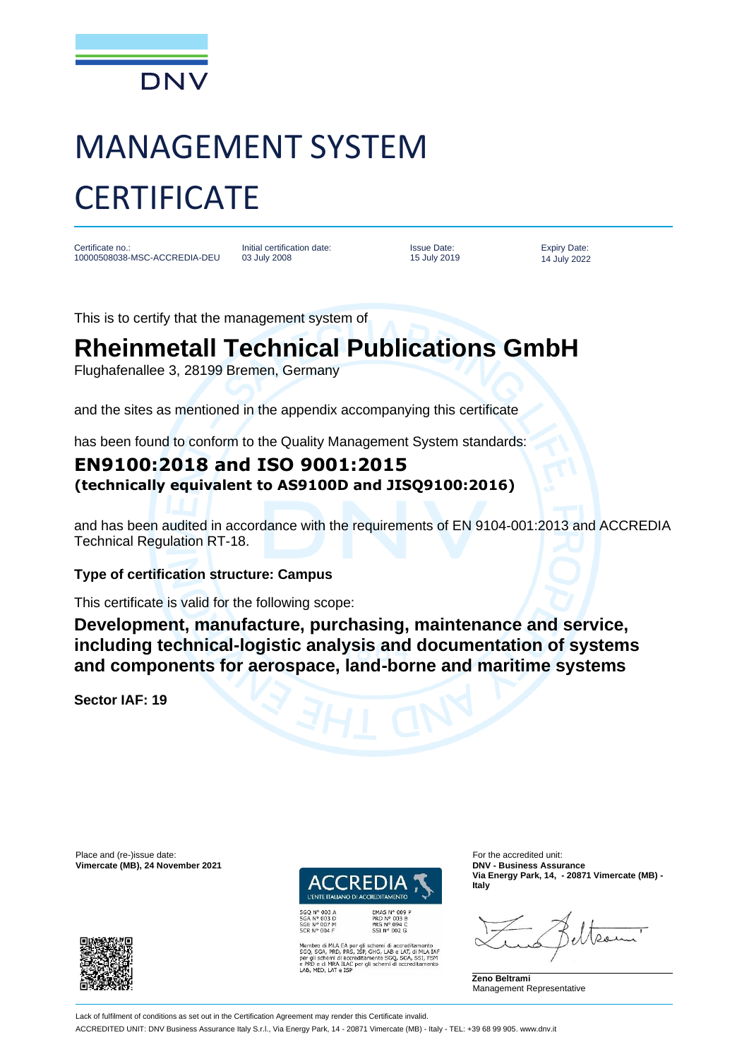DNV

# MANAGEMENT SYSTEM CERTIFICATE

| Certificate no.: | Initial certification date: | Issue Date: | Expiry Date: |
| --- | --- | --- | --- |
| 10000508038-MSC-ACCREDIA-DEU | 03 July 2008 | 15 July 2019 | 14 July 2022 |

This is to certify that the management system of

## Rheinmetall Technical Publications GmbH

Flughafenallee 3, 28199 Bremen, Germany

and the sites as mentioned in the appendix accompanying this certificate

has been found to conform to the Quality Management System standards:

### EN9100:2018 and ISO 9001:2015
**(technically equivalent to AS9100D and JISQ9100:2016)**

and has been audited in accordance with the requirements of EN 9104-001:2013 and ACCREDIA Technical Regulation RT-18.

**Type of certification structure: Campus**

This certificate is valid for the following scope:

**Development, manufacture, purchasing, maintenance and service, including technical-logistic analysis and documentation of systems and components for aerospace, land-borne and maritime systems**

**Sector IAF: 19**

Place and (re-)issue date:
**Vimercate (MB), 24 November 2021**

ACCREDIA
L'ENTE ITALIANO DI ACCREDITAMENTO

SGQ N° 003 A
SGA N° 003 D
SGE N° 007 M
SCR N° 004 F

EMAS N° 009 P
PRD N° 003 B
PRS N° 094 C
SSI N° 002 G

Membro di MLA EA per gli schemi di accreditamento SGQ, SGA, PRD, PRS, ISP, GHG, LAB e LAT, di MLA IAF per gli schemi di accreditamento SGQ, SGA, SSI, FSM e PRD e di MRA ILAC per gli schemi di accreditamento LAB, MED, LAT e ISP

For the accredited unit:
**DNV - Business Assurance**
**Via Energy Park, 14, - 20871 Vimercate (MB) - Italy**

**Zeno Beltrami**
Management Representative

Lack of fulfilment of conditions as set out in the Certification Agreement may render this Certificate invalid.

ACCREDITED UNIT: DNV Business Assurance Italy S.r.l., Via Energy Park, 14 - 20871 Vimercate (MB) - Italy - TEL: +39 68 99 905. www.dnv.it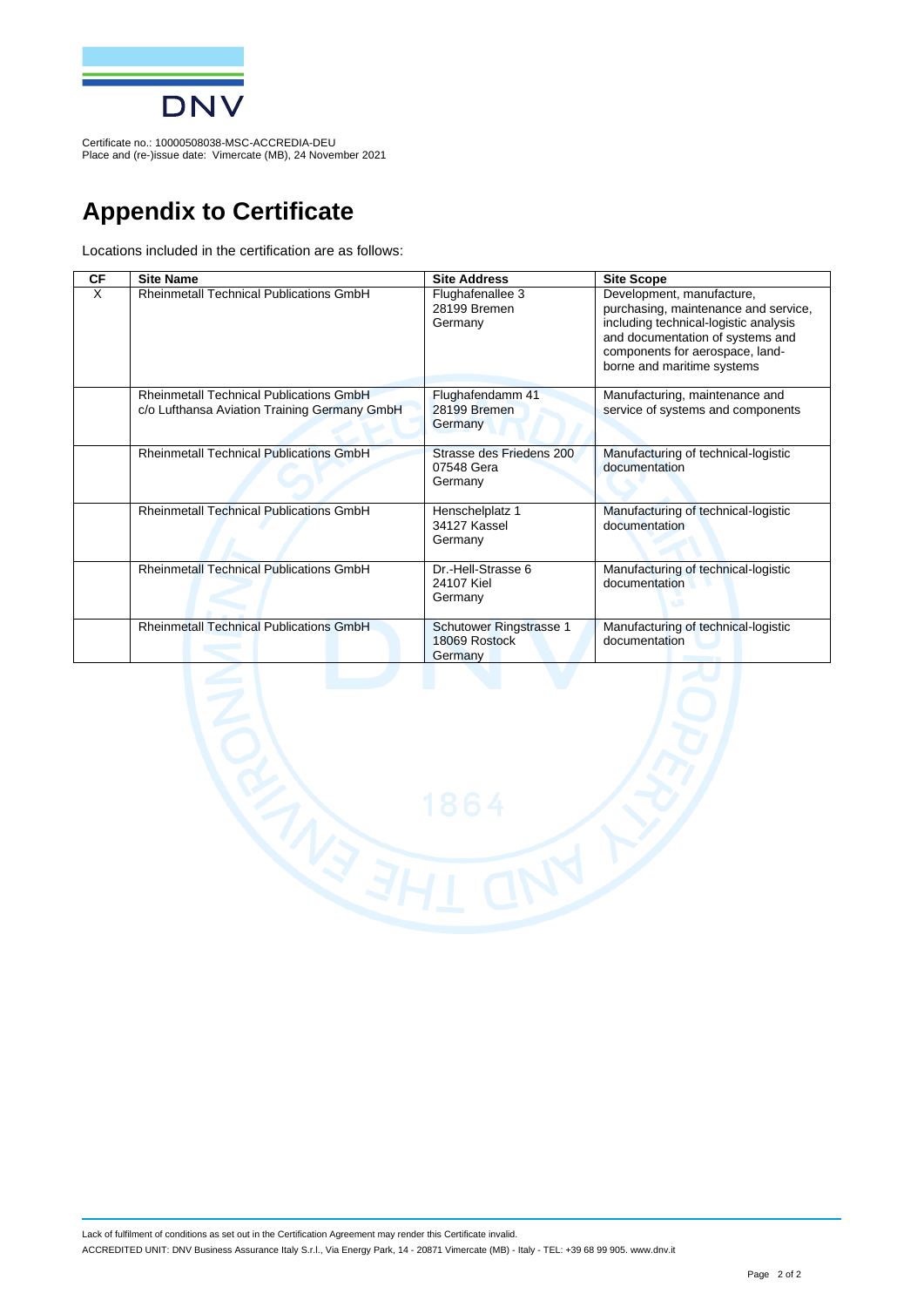Certificate no.: 10000508038-MSC-ACCREDIA-DEU
Place and (re-)issue date: Vimercate (MB), 24 November 2021

# Appendix to Certificate

Locations included in the certification are as follows:

| CF | Site Name | Site Address | Site Scope |
|---|---|---|---|
| X | Rheinmetall Technical Publications GmbH | Flughafenallee 3<br>28199 Bremen<br>Germany | Development, manufacture, purchasing, maintenance and service, including technical-logistic analysis and documentation of systems and components for aerospace, land-borne and maritime systems |
| | Rheinmetall Technical Publications GmbH<br>c/o Lufthansa Aviation Training Germany GmbH | Flughafendamm 41<br>28199 Bremen<br>Germany | Manufacturing, maintenance and service of systems and components |
| | Rheinmetall Technical Publications GmbH | Strasse des Friedens 200<br>07548 Gera<br>Germany | Manufacturing of technical-logistic documentation |
| | Rheinmetall Technical Publications GmbH | Henschelplatz 1<br>34127 Kassel<br>Germany | Manufacturing of technical-logistic documentation |
| | Rheinmetall Technical Publications GmbH | Dr.-Hell-Strasse 6<br>24107 Kiel<br>Germany | Manufacturing of technical-logistic documentation |
| | Rheinmetall Technical Publications GmbH | Schutower Ringstrasse 1<br>18069 Rostock<br>Germany | Manufacturing of technical-logistic documentation |

Lack of fulfilment of conditions as set out in the Certification Agreement may render this Certificate invalid.

ACCREDITED UNIT: DNV Business Assurance Italy S.r.l., Via Energy Park, 14 - 20871 Vimercate (MB) - Italy - TEL: +39 68 99 905. www.dnv.it